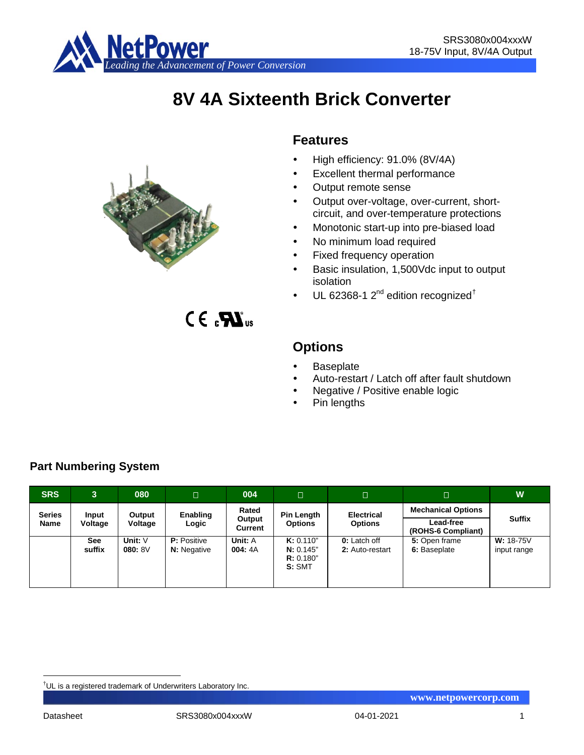# 8V 4A Sixteenth Brick Converter

## Features

- High efficiency: 91.0% (8V/4A)
- Excellent thermal performance
- Output remote sense
- Output over-voltage, over-current, short-circuit, and over-temperature protections
- Monotonic start-up into pre-biased load
- No minimum load required
- Fixed frequency operation
- Basic insulation, 1,500Vdc input to output isolation
- UL 62368-1 2nd edition recognized†

## Options

- Baseplate
- Auto-restart / Latch off after fault shutdown
- Negative / Positive enable logic
- Pin lengths

## Part Numbering System

| SRS | 3 | 080 | □ | 004 | □ | □ | □ | W |
|---|---|---|---|---|---|---|---|---|
| **Series Name** | **Input Voltage** | **Output Voltage** | **Enabling Logic** | **Rated Output Current** | **Pin Length Options** | **Electrical Options** | **Mechanical Options**<br>**Lead-free (ROHS-6 Compliant)** | **Suffix** |
| | **See suffix** | **Unit:** V<br>**080:** 8V | **P:** Positive<br>**N:** Negative | **Unit:** A<br>**004:** 4A | **K:** 0.110"<br>**N:** 0.145"<br>**R:** 0.180"<br>**S:** SMT | **0:** Latch off<br>**2:** Auto-restart | **5:** Open frame<br>**6:** Baseplate | **W:** 18-75V input range |

†UL is a registered trademark of Underwriters Laboratory Inc.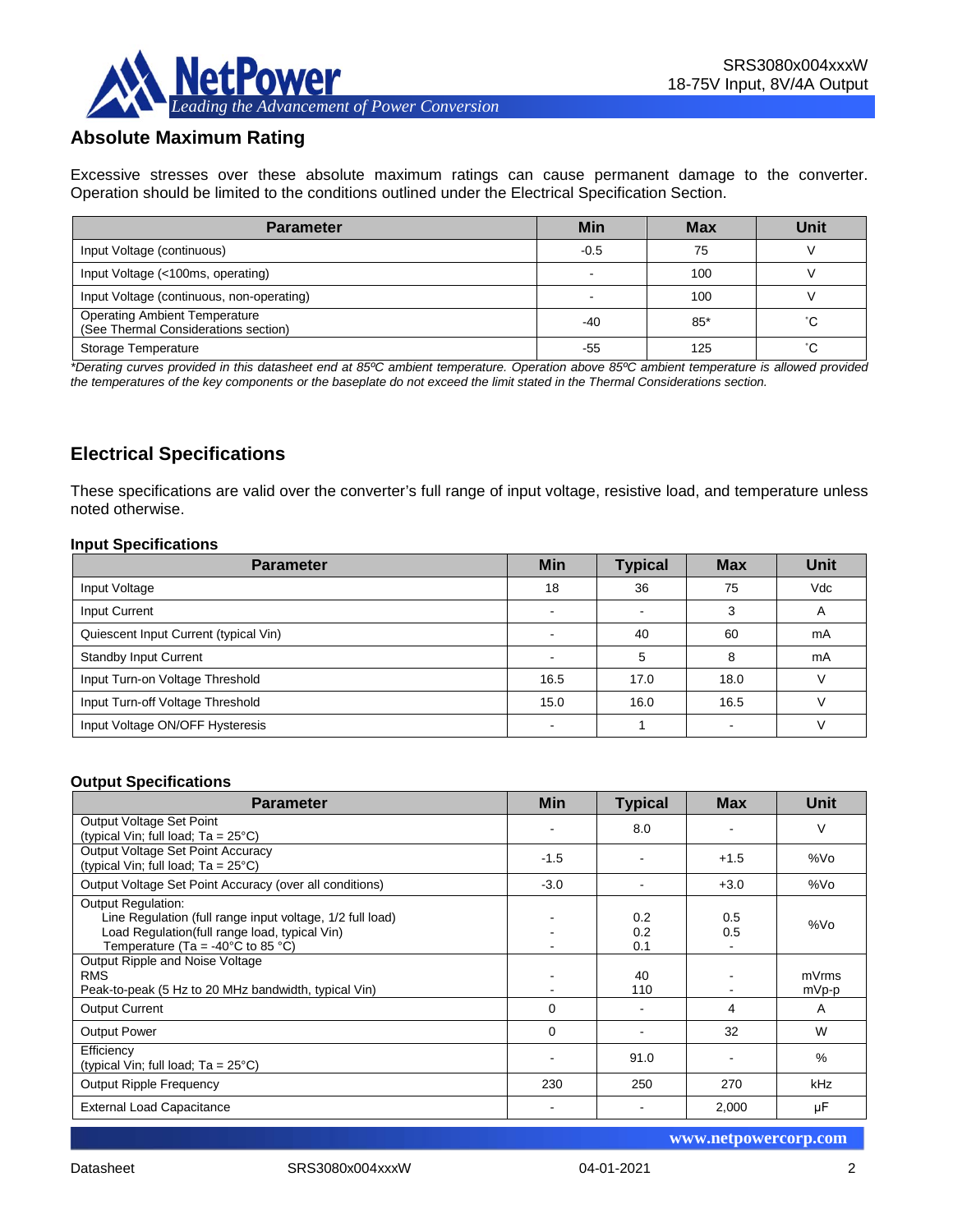## Absolute Maximum Rating

Excessive stresses over these absolute maximum ratings can cause permanent damage to the converter. Operation should be limited to the conditions outlined under the Electrical Specification Section.

| Parameter | Min | Max | Unit |
|---|---|---|---|
| Input Voltage (continuous) | -0.5 | 75 | V |
| Input Voltage (<100ms, operating) | - | 100 | V |
| Input Voltage (continuous, non-operating) | - | 100 | V |
| Operating Ambient Temperature (See Thermal Considerations section) | -40 | 85* | ˚C |
| Storage Temperature | -55 | 125 | ˚C |

*\*Derating curves provided in this datasheet end at 85ºC ambient temperature. Operation above 85ºC ambient temperature is allowed provided the temperatures of the key components or the baseplate do not exceed the limit stated in the Thermal Considerations section.*

## Electrical Specifications

These specifications are valid over the converter's full range of input voltage, resistive load, and temperature unless noted otherwise.

### Input Specifications

| Parameter | Min | Typical | Max | Unit |
|---|---|---|---|---|
| Input Voltage | 18 | 36 | 75 | Vdc |
| Input Current | - | - | 3 | A |
| Quiescent Input Current (typical Vin) | - | 40 | 60 | mA |
| Standby Input Current | - | 5 | 8 | mA |
| Input Turn-on Voltage Threshold | 16.5 | 17.0 | 18.0 | V |
| Input Turn-off Voltage Threshold | 15.0 | 16.0 | 16.5 | V |
| Input Voltage ON/OFF Hysteresis | - | 1 | - | V |

### Output Specifications

| Parameter | Min | Typical | Max | Unit |
|---|---|---|---|---|
| Output Voltage Set Point (typical Vin; full load; Ta = 25°C) | - | 8.0 | - | V |
| Output Voltage Set Point Accuracy (typical Vin; full load; Ta = 25°C) | -1.5 | - | +1.5 | %Vo |
| Output Voltage Set Point Accuracy (over all conditions) | -3.0 | - | +3.0 | %Vo |
| Output Regulation:<br>Line Regulation (full range input voltage, 1/2 full load)<br>Load Regulation(full range load, typical Vin)<br>Temperature (Ta = -40°C to 85 °C) | <br>-<br>-<br>- | <br>0.2<br>0.2<br>0.1 | <br>0.5<br>0.5<br>- | %Vo |
| Output Ripple and Noise Voltage<br>RMS<br>Peak-to-peak (5 Hz to 20 MHz bandwidth, typical Vin) | <br>-<br>- | <br>40<br>110 | <br>-<br>- | <br>mVrms<br>mVp-p |
| Output Current | 0 | - | 4 | A |
| Output Power | 0 | - | 32 | W |
| Efficiency (typical Vin; full load; Ta = 25°C) | - | 91.0 | - | % |
| Output Ripple Frequency | 230 | 250 | 270 | kHz |
| External Load Capacitance | - | - | 2,000 | μF |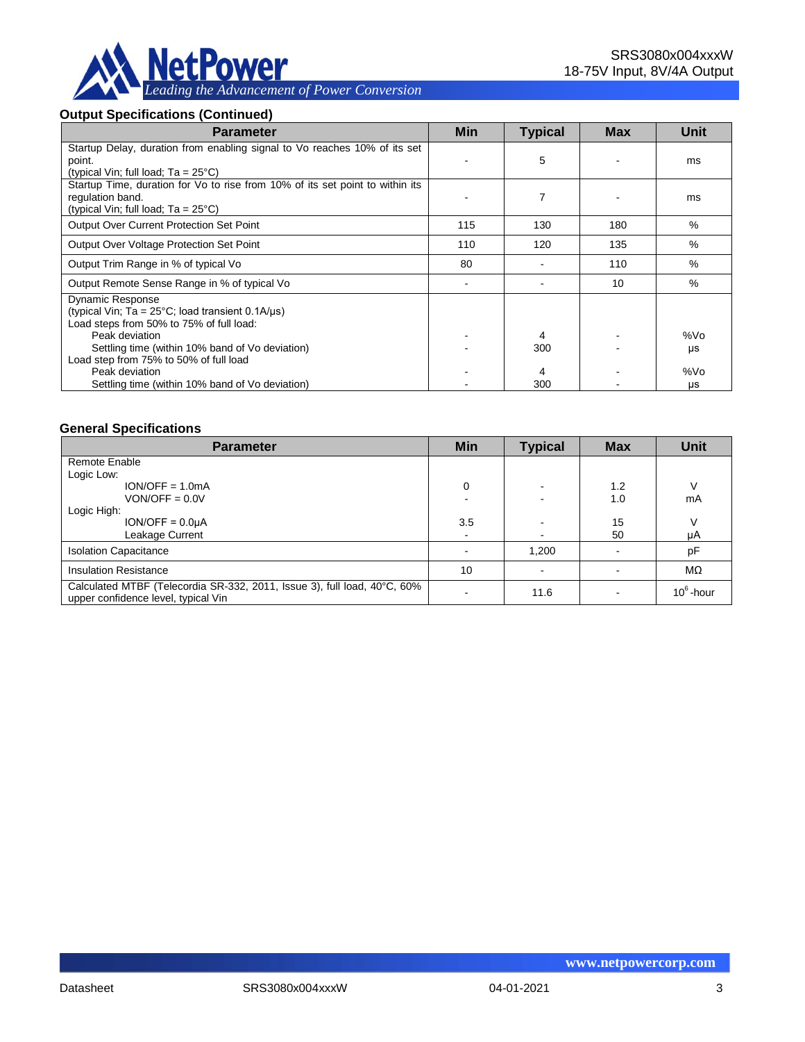## Output Specifications (Continued)

| Parameter | Min | Typical | Max | Unit |
|---|---|---|---|---|
| Startup Delay, duration from enabling signal to Vo reaches 10% of its set point.<br>(typical Vin; full load; Ta = 25°C) | - | 5 | - | ms |
| Startup Time, duration for Vo to rise from 10% of its set point to within its regulation band.<br>(typical Vin; full load; Ta = 25°C) | - | 7 | - | ms |
| Output Over Current Protection Set Point | 115 | 130 | 180 | % |
| Output Over Voltage Protection Set Point | 110 | 120 | 135 | % |
| Output Trim Range in % of typical Vo | 80 | - | 110 | % |
| Output Remote Sense Range in % of typical Vo | - | - | 10 | % |
| Dynamic Response<br>(typical Vin; Ta = 25°C; load transient 0.1A/µs)<br>Load steps from 50% to 75% of full load:<br>Peak deviation<br>Settling time (within 10% band of Vo deviation)<br>Load step from 75% to 50% of full load<br>Peak deviation<br>Settling time (within 10% band of Vo deviation) | <br><br><br>-<br>-<br><br>-<br>- | <br><br><br>4<br>300<br><br>4<br>300 | <br><br><br>-<br>-<br><br>-<br>- | <br><br><br>%Vo<br>µs<br><br>%Vo<br>µs |

## General Specifications

| Parameter | Min | Typical | Max | Unit |
|---|---|---|---|---|
| Remote Enable<br>Logic Low:<br>ION/OFF = 1.0mA<br>VON/OFF = 0.0V<br>Logic High:<br>ION/OFF = 0.0µA<br>Leakage Current | <br><br>0<br>-<br><br>3.5<br>- | <br><br>-<br>-<br><br>-<br>- | <br><br>1.2<br>1.0<br><br>15<br>50 | <br><br>V<br>mA<br><br>V<br>µA |
| Isolation Capacitance | - | 1,200 | - | pF |
| Insulation Resistance | 10 | - | - | MΩ |
| Calculated MTBF (Telecordia SR-332, 2011, Issue 3), full load, 40°C, 60% upper confidence level, typical Vin | - | 11.6 | - | $10^6$-hour |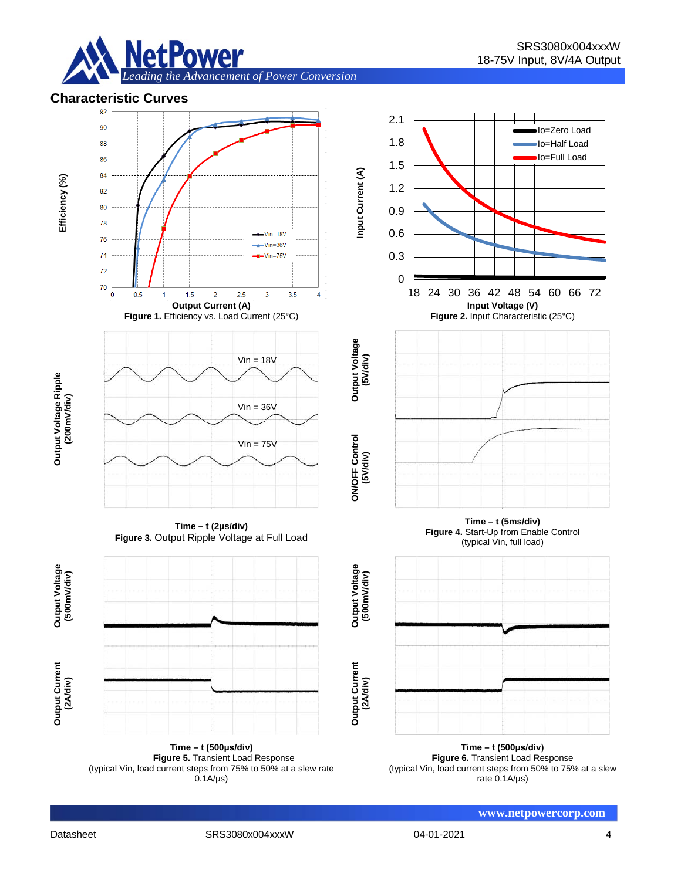## Characteristic Curves

**Figure 1.** Efficiency vs. Load Current (25°C)

**Figure 2.** Input Characteristic (25°C)

**Figure 3.** Output Ripple Voltage at Full Load

**Figure 4.** Start-Up from Enable Control (typical Vin, full load)

**Figure 5.** Transient Load Response (typical Vin, load current steps from 75% to 50% at a slew rate 0.1A/μs)

**Figure 6.** Transient Load Response (typical Vin, load current steps from 50% to 75% at a slew rate 0.1A/μs)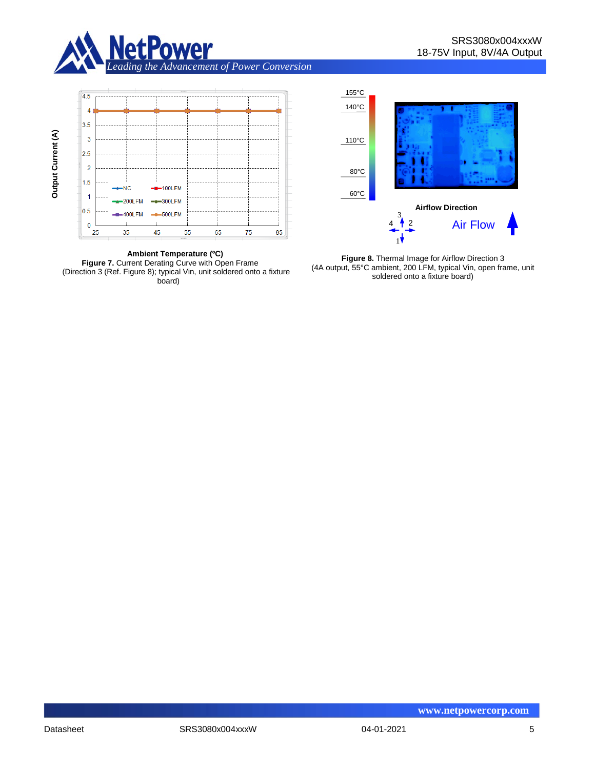**Figure 7.** Current Derating Curve with Open Frame (Direction 3 (Ref. Figure 8); typical Vin, unit soldered onto a fixture board)

**Figure 8.** Thermal Image for Airflow Direction 3 (4A output, 55°C ambient, 200 LFM, typical Vin, open frame, unit soldered onto a fixture board)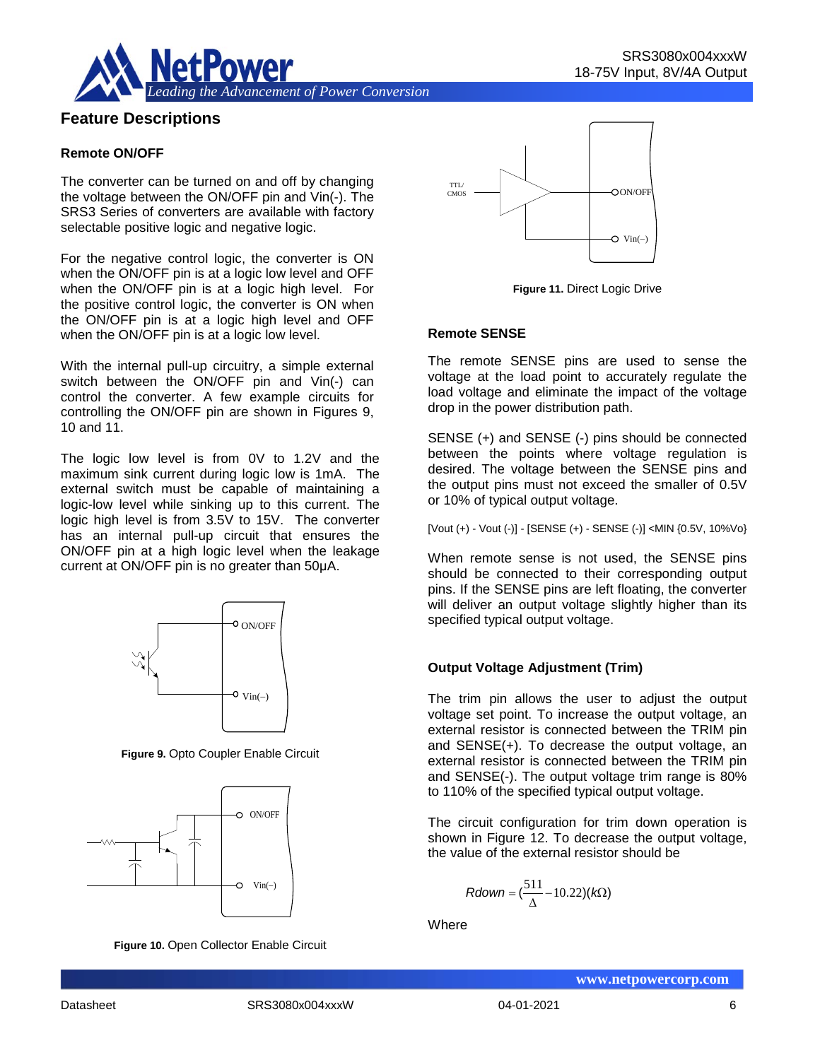## Feature Descriptions

### Remote ON/OFF

The converter can be turned on and off by changing the voltage between the ON/OFF pin and Vin(-). The SRS3 Series of converters are available with factory selectable positive logic and negative logic.

For the negative control logic, the converter is ON when the ON/OFF pin is at a logic low level and OFF when the ON/OFF pin is at a logic high level. For the positive control logic, the converter is ON when the ON/OFF pin is at a logic high level and OFF when the ON/OFF pin is at a logic low level.

With the internal pull-up circuitry, a simple external switch between the ON/OFF pin and Vin(-) can control the converter. A few example circuits for controlling the ON/OFF pin are shown in Figures 9, 10 and 11.

The logic low level is from 0V to 1.2V and the maximum sink current during logic low is 1mA. The external switch must be capable of maintaining a logic-low level while sinking up to this current. The logic high level is from 3.5V to 15V. The converter has an internal pull-up circuit that ensures the ON/OFF pin at a high logic level when the leakage current at ON/OFF pin is no greater than 50µA.

**Figure 9.** Opto Coupler Enable Circuit

**Figure 10.** Open Collector Enable Circuit

**Figure 11.** Direct Logic Drive

### Remote SENSE

The remote SENSE pins are used to sense the voltage at the load point to accurately regulate the load voltage and eliminate the impact of the voltage drop in the power distribution path.

SENSE (+) and SENSE (-) pins should be connected between the points where voltage regulation is desired. The voltage between the SENSE pins and the output pins must not exceed the smaller of 0.5V or 10% of typical output voltage.

[Vout (+) - Vout (-)] - [SENSE (+) - SENSE (-)] <MIN {0.5V, 10%Vo}

When remote sense is not used, the SENSE pins should be connected to their corresponding output pins. If the SENSE pins are left floating, the converter will deliver an output voltage slightly higher than its specified typical output voltage.

### Output Voltage Adjustment (Trim)

The trim pin allows the user to adjust the output voltage set point. To increase the output voltage, an external resistor is connected between the TRIM pin and SENSE(+). To decrease the output voltage, an external resistor is connected between the TRIM pin and SENSE(-). The output voltage trim range is 80% to 110% of the specified typical output voltage.

The circuit configuration for trim down operation is shown in Figure 12. To decrease the output voltage, the value of the external resistor should be

$$Rdown = \left(\frac{511}{\Delta} - 10.22\right)(k\Omega)$$

Where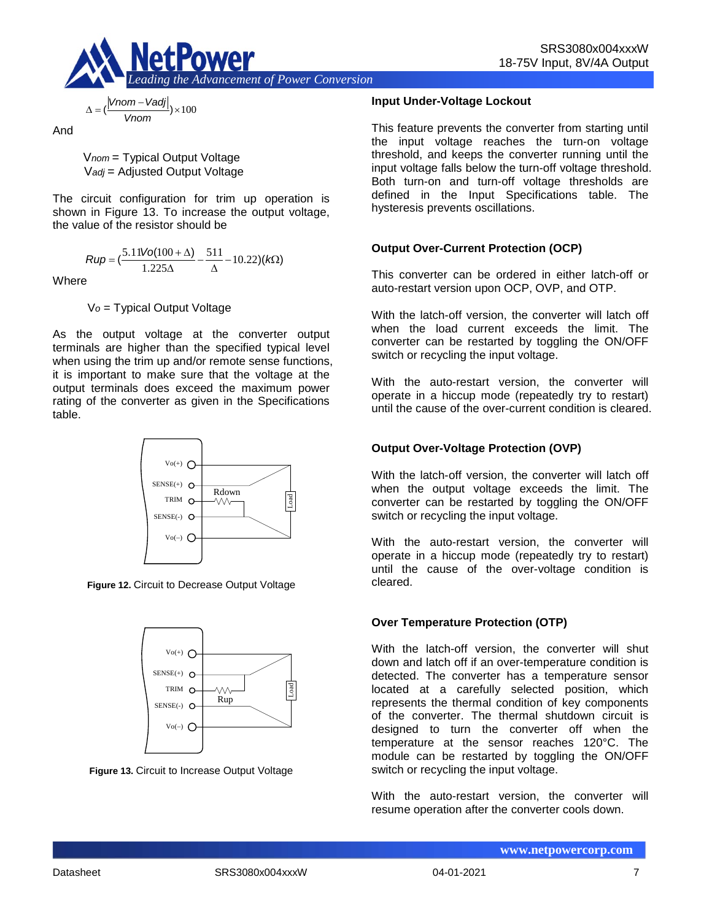$$\Delta = \left(\frac{|Vnom - Vadj|}{Vnom}\right) \times 100$$

And

$V_{nom}$ = Typical Output Voltage
$V_{adj}$ = Adjusted Output Voltage

The circuit configuration for trim up operation is shown in Figure 13. To increase the output voltage, the value of the resistor should be

$$Rup = \left(\frac{5.11Vo(100+\Delta)}{1.225\Delta} - \frac{511}{\Delta} - 10.22\right)(k\Omega)$$

Where

$V_o$ = Typical Output Voltage

As the output voltage at the converter output terminals are higher than the specified typical level when using the trim up and/or remote sense functions, it is important to make sure that the voltage at the output terminals does exceed the maximum power rating of the converter as given in the Specifications table.

**Figure 12.** Circuit to Decrease Output Voltage

**Figure 13.** Circuit to Increase Output Voltage

### Input Under-Voltage Lockout

This feature prevents the converter from starting until the input voltage reaches the turn-on voltage threshold, and keeps the converter running until the input voltage falls below the turn-off voltage threshold. Both turn-on and turn-off voltage thresholds are defined in the Input Specifications table. The hysteresis prevents oscillations.

### Output Over-Current Protection (OCP)

This converter can be ordered in either latch-off or auto-restart version upon OCP, OVP, and OTP.

With the latch-off version, the converter will latch off when the load current exceeds the limit. The converter can be restarted by toggling the ON/OFF switch or recycling the input voltage.

With the auto-restart version, the converter will operate in a hiccup mode (repeatedly try to restart) until the cause of the over-current condition is cleared.

### Output Over-Voltage Protection (OVP)

With the latch-off version, the converter will latch off when the output voltage exceeds the limit. The converter can be restarted by toggling the ON/OFF switch or recycling the input voltage.

With the auto-restart version, the converter will operate in a hiccup mode (repeatedly try to restart) until the cause of the over-voltage condition is cleared.

### Over Temperature Protection (OTP)

With the latch-off version, the converter will shut down and latch off if an over-temperature condition is detected. The converter has a temperature sensor located at a carefully selected position, which represents the thermal condition of key components of the converter. The thermal shutdown circuit is designed to turn the converter off when the temperature at the sensor reaches 120°C. The module can be restarted by toggling the ON/OFF switch or recycling the input voltage.

With the auto-restart version, the converter will resume operation after the converter cools down.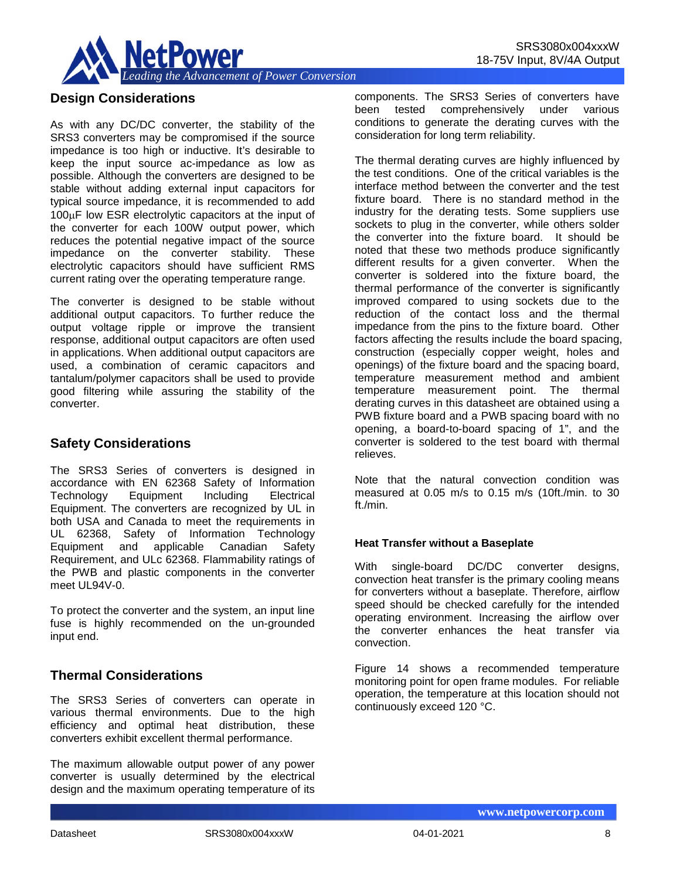## Design Considerations

As with any DC/DC converter, the stability of the SRS3 converters may be compromised if the source impedance is too high or inductive. It's desirable to keep the input source ac-impedance as low as possible. Although the converters are designed to be stable without adding external input capacitors for typical source impedance, it is recommended to add 100μF low ESR electrolytic capacitors at the input of the converter for each 100W output power, which reduces the potential negative impact of the source impedance on the converter stability. These electrolytic capacitors should have sufficient RMS current rating over the operating temperature range.

The converter is designed to be stable without additional output capacitors. To further reduce the output voltage ripple or improve the transient response, additional output capacitors are often used in applications. When additional output capacitors are used, a combination of ceramic capacitors and tantalum/polymer capacitors shall be used to provide good filtering while assuring the stability of the converter.

## Safety Considerations

The SRS3 Series of converters is designed in accordance with EN 62368 Safety of Information Technology Equipment Including Electrical Equipment. The converters are recognized by UL in both USA and Canada to meet the requirements in UL 62368, Safety of Information Technology Equipment and applicable Canadian Safety Requirement, and ULc 62368. Flammability ratings of the PWB and plastic components in the converter meet UL94V-0.

To protect the converter and the system, an input line fuse is highly recommended on the un-grounded input end.

## Thermal Considerations

The SRS3 Series of converters can operate in various thermal environments. Due to the high efficiency and optimal heat distribution, these converters exhibit excellent thermal performance.

The maximum allowable output power of any power converter is usually determined by the electrical design and the maximum operating temperature of its components. The SRS3 Series of converters have been tested comprehensively under various conditions to generate the derating curves with the consideration for long term reliability.

The thermal derating curves are highly influenced by the test conditions. One of the critical variables is the interface method between the converter and the test fixture board. There is no standard method in the industry for the derating tests. Some suppliers use sockets to plug in the converter, while others solder the converter into the fixture board. It should be noted that these two methods produce significantly different results for a given converter. When the converter is soldered into the fixture board, the thermal performance of the converter is significantly improved compared to using sockets due to the reduction of the contact loss and the thermal impedance from the pins to the fixture board. Other factors affecting the results include the board spacing, construction (especially copper weight, holes and openings) of the fixture board and the spacing board, temperature measurement method and ambient temperature measurement point. The thermal derating curves in this datasheet are obtained using a PWB fixture board and a PWB spacing board with no opening, a board-to-board spacing of 1", and the converter is soldered to the test board with thermal relieves.

Note that the natural convection condition was measured at 0.05 m/s to 0.15 m/s (10ft./min. to 30 ft./min.

### Heat Transfer without a Baseplate

With single-board DC/DC converter designs, convection heat transfer is the primary cooling means for converters without a baseplate. Therefore, airflow speed should be checked carefully for the intended operating environment. Increasing the airflow over the converter enhances the heat transfer via convection.

Figure 14 shows a recommended temperature monitoring point for open frame modules. For reliable operation, the temperature at this location should not continuously exceed 120 °C.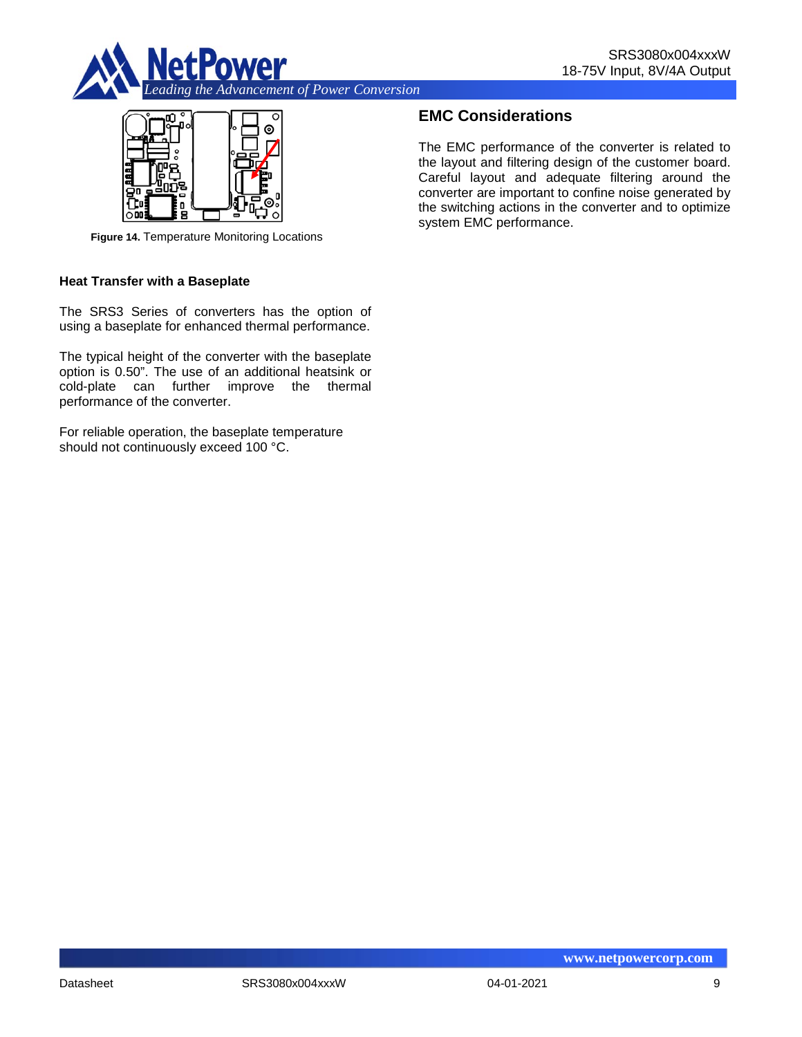Figure 14. Temperature Monitoring Locations

### Heat Transfer with a Baseplate

The SRS3 Series of converters has the option of using a baseplate for enhanced thermal performance.

The typical height of the converter with the baseplate option is 0.50”. The use of an additional heatsink or cold-plate can further improve the thermal performance of the converter.

For reliable operation, the baseplate temperature should not continuously exceed 100 °C.

## EMC Considerations

The EMC performance of the converter is related to the layout and filtering design of the customer board. Careful layout and adequate filtering around the converter are important to confine noise generated by the switching actions in the converter and to optimize system EMC performance.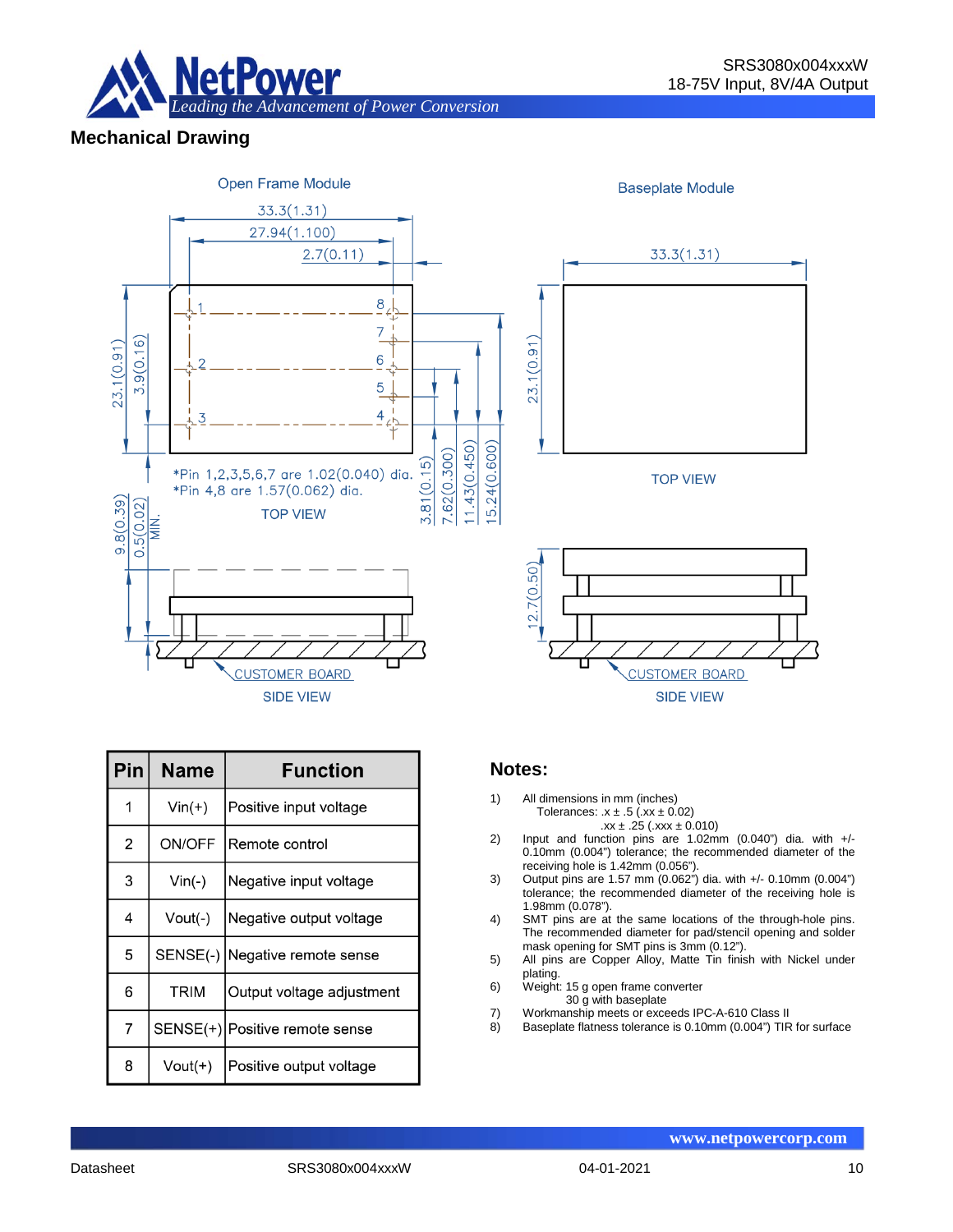## Mechanical Drawing

Open Frame Module

33.3(1.31)
27.94(1.100)
2.7(0.11)
23.1(0.91)
3.9(0.16)
3.81(0.15)
7.62(0.300)
11.43(0.450)
15.24(0.600)

*Pin 1,2,3,5,6,7 are 1.02(0.040) dia.
*Pin 4,8 are 1.57(0.062) dia.

TOP VIEW

9.8(0.39)
0.5(0.02) MIN.

CUSTOMER BOARD

SIDE VIEW

Baseplate Module

33.3(1.31)
23.1(0.91)

TOP VIEW

12.7(0.50)

CUSTOMER BOARD

SIDE VIEW

| Pin | Name | Function |
|---|---|---|
| 1 | Vin(+) | Positive input voltage |
| 2 | ON/OFF | Remote control |
| 3 | Vin(-) | Negative input voltage |
| 4 | Vout(-) | Negative output voltage |
| 5 | SENSE(-) | Negative remote sense |
| 6 | TRIM | Output voltage adjustment |
| 7 | SENSE(+) | Positive remote sense |
| 8 | Vout(+) | Positive output voltage |

### Notes:

1) All dimensions in mm (inches)
   Tolerances: .x ± .5 (.xx ± 0.02)
   .xx ± .25 (.xxx ± 0.010)
2) Input and function pins are 1.02mm (0.040") dia. with +/- 0.10mm (0.004") tolerance; the recommended diameter of the receiving hole is 1.42mm (0.056").
3) Output pins are 1.57 mm (0.062") dia. with +/- 0.10mm (0.004") tolerance; the recommended diameter of the receiving hole is 1.98mm (0.078").
4) SMT pins are at the same locations of the through-hole pins. The recommended diameter for pad/stencil opening and solder mask opening for SMT pins is 3mm (0.12").
5) All pins are Copper Alloy, Matte Tin finish with Nickel under plating.
6) Weight: 15 g open frame converter
   30 g with baseplate
7) Workmanship meets or exceeds IPC-A-610 Class II
8) Baseplate flatness tolerance is 0.10mm (0.004") TIR for surface